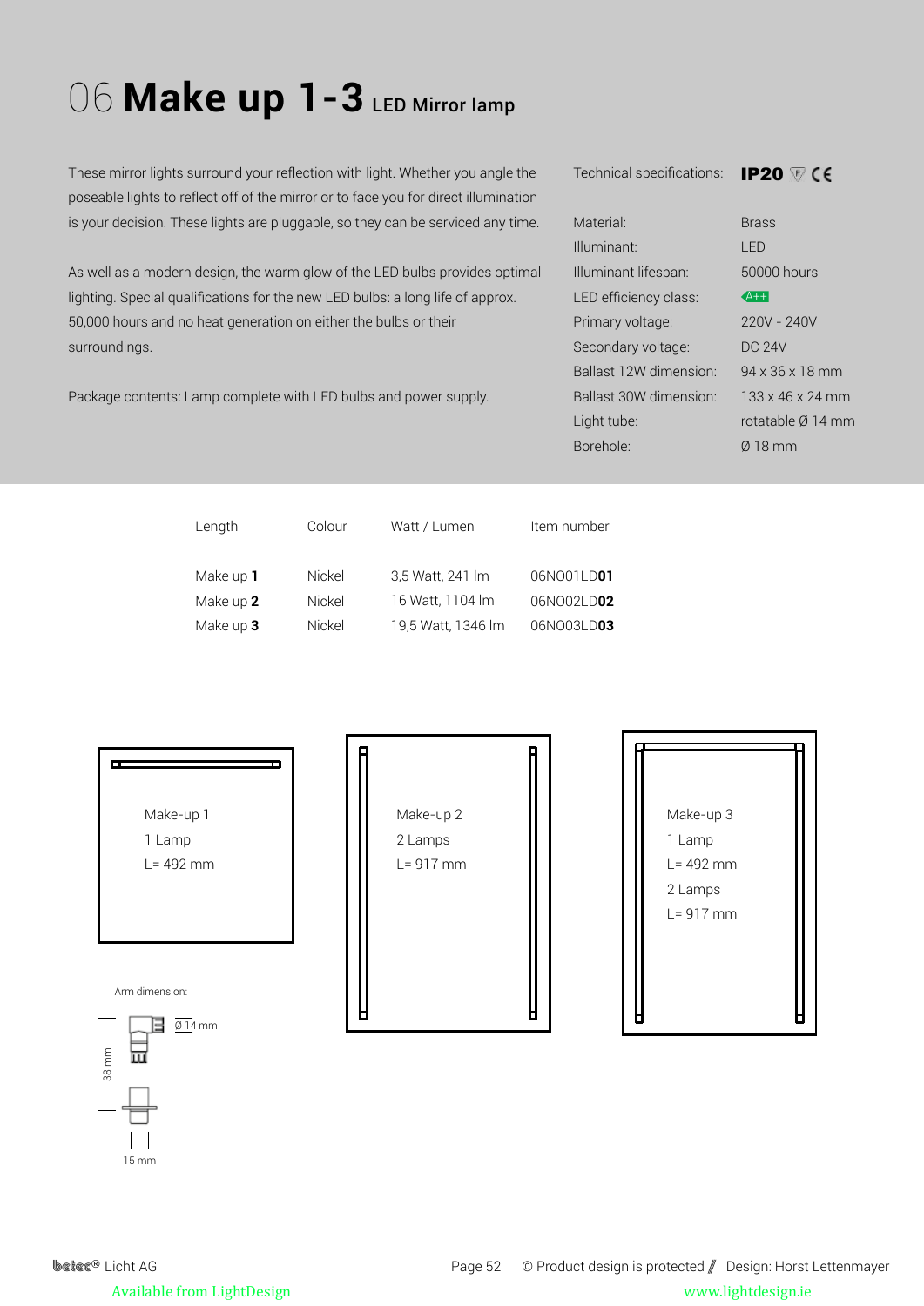# 06 **Make up 1-3** LED Mirror lamp

These mirror lights surround your reflection with light. Whether you angle the poseable lights to reflect off of the mirror or to face you for direct illumination is your decision. These lights are pluggable, so they can be serviced any time.

As well as a modern design, the warm glow of the LED bulbs provides optimal lighting. Special qualifications for the new LED bulbs: a long life of approx. 50,000 hours and no heat generation on either the bulbs or their surroundings.

Package contents: Lamp complete with LED bulbs and power supply.

Technical specifications: **IP20** CE

| | |
|---|---|
| Material: | Brass |
| Illuminant: | LED |
| Illuminant lifespan: | 50000 hours |
| LED efficiency class: | A++ |
| Primary voltage: | 220V - 240V |
| Secondary voltage: | DC 24V |
| Ballast 12W dimension: | 94 x 36 x 18 mm |
| Ballast 30W dimension: | 133 x 46 x 24 mm |
| Light tube: | rotatable Ø 14 mm |
| Borehole: | Ø 18 mm |

| Length | Colour | Watt / Lumen | Item number |
|---|---|---|---|
| Make up **1** | Nickel | 3,5 Watt, 241 lm | 06NO01LD**01** |
| Make up **2** | Nickel | 16 Watt, 1104 lm | 06NO02LD**02** |
| Make up **3** | Nickel | 19,5 Watt, 1346 lm | 06NO03LD**03** |

Make-up 1
1 Lamp
L= 492 mm

Make-up 2
2 Lamps
L= 917 mm

Make-up 3
1 Lamp
L= 492 mm
2 Lamps
L= 917 mm

Arm dimension:

Ø 14 mm

38 mm

15 mm

betec® Licht AG

© Product design is protected // Design: Horst Lettenmayer

Available from LightDesign

www.lightdesign.ie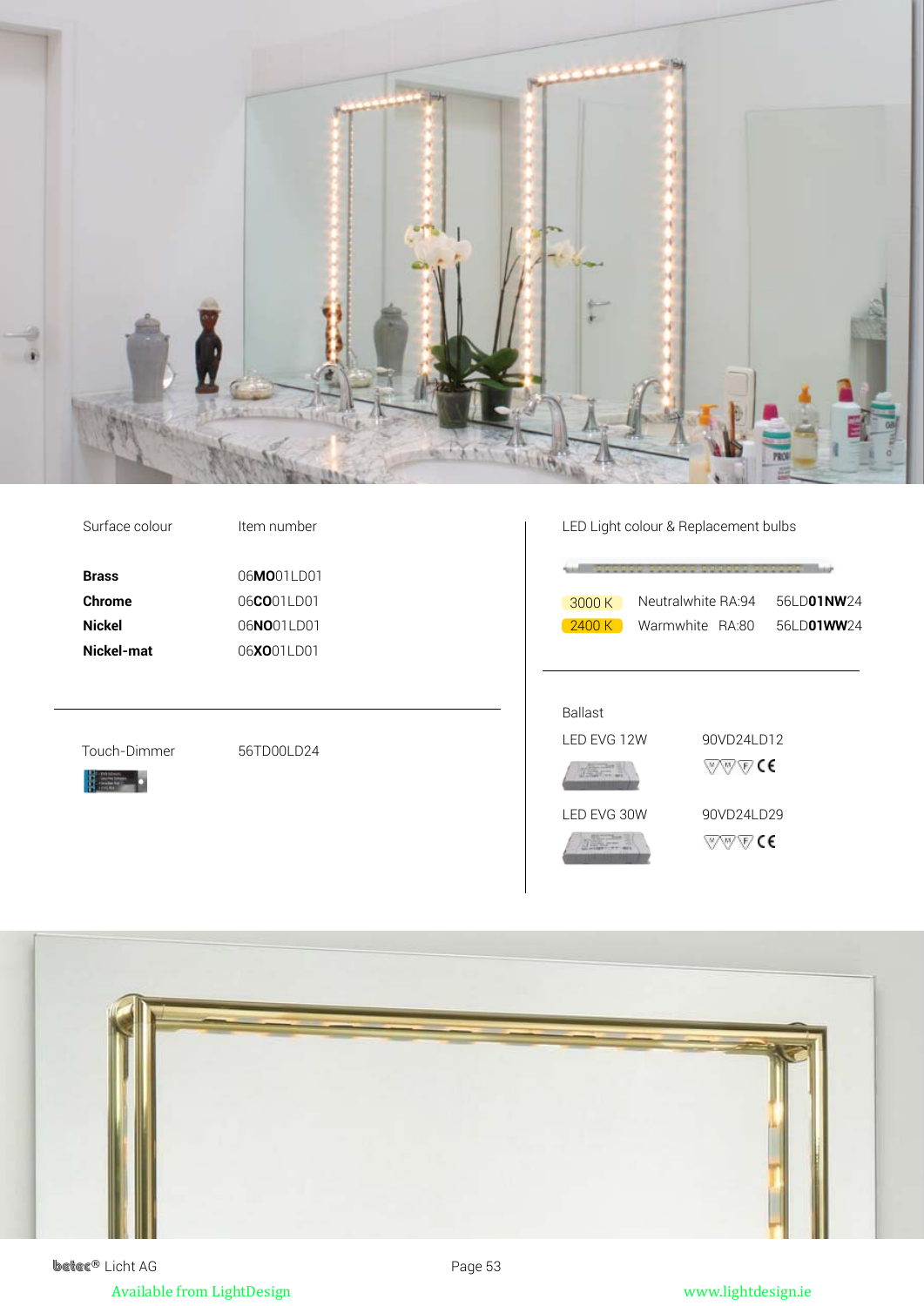| Surface colour | Item number |
|---|---|
| **Brass** | 06**MO**01LD01 |
| **Chrome** | 06**CO**01LD01 |
| **Nickel** | 06**NO**01LD01 |
| **Nickel-mat** | 06**XO**01LD01 |

| Touch-Dimmer | 56TD00LD24 |
|---|---|

LED Light colour & Replacement bulbs

| | | |
|---|---|---|
| 3000 K | Neutralwhite RA:94 | 56LD**01NW**24 |
| 2400 K | Warmwhite RA:80 | 56LD**01WW**24 |

Ballast

| | |
|---|---|
| LED EVG 12W | 90VD24LD12 |
| LED EVG 30W | 90VD24LD29 |

betec® Licht AG

Available from LightDesign www.lightdesign.ie